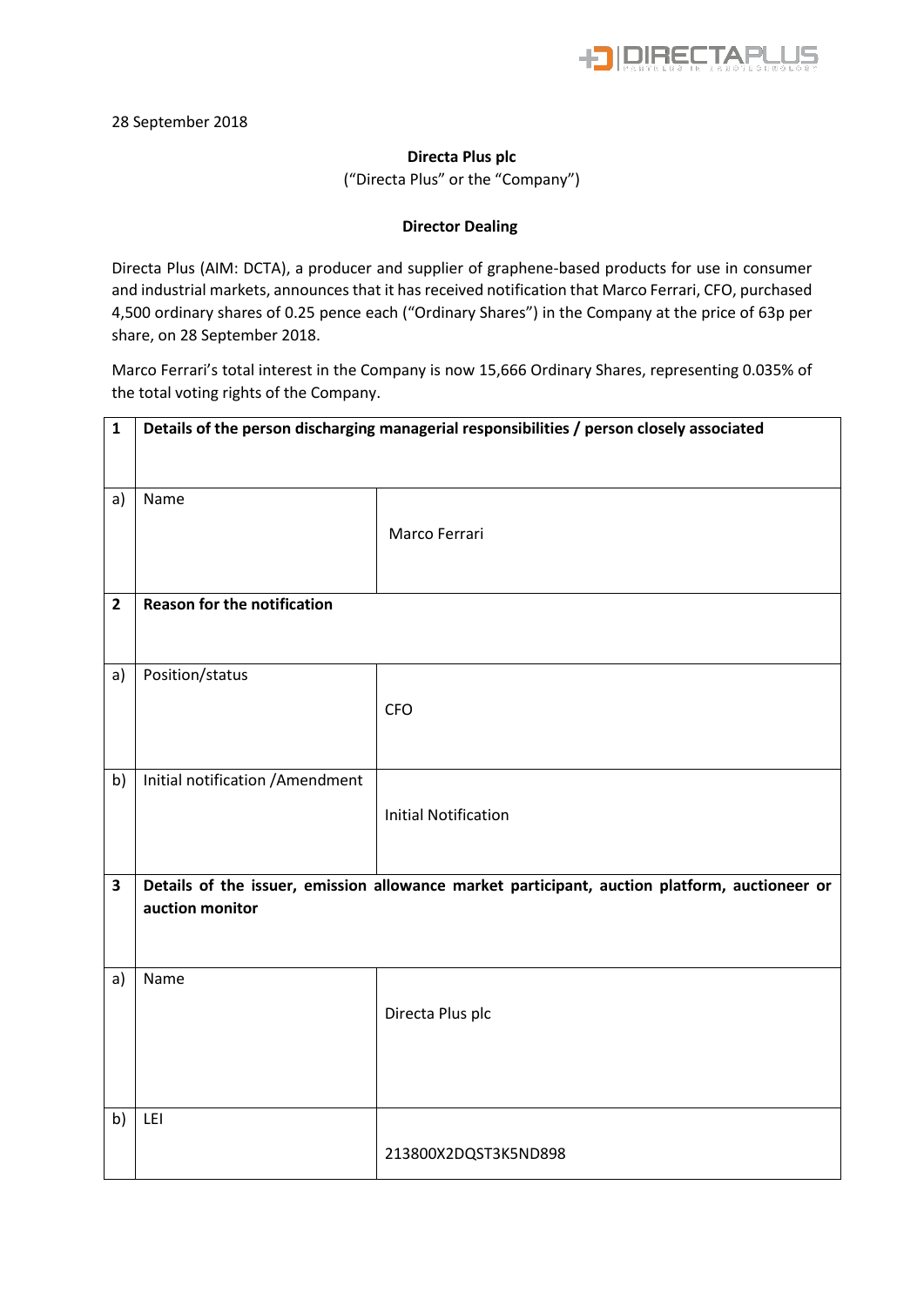28 September 2018

**Directa Plus plc**

("Directa Plus" or the "Company")

**Director Dealing**

Directa Plus (AIM: DCTA), a producer and supplier of graphene-based products for use in consumer and industrial markets, announces that it has received notification that Marco Ferrari, CFO, purchased 4,500 ordinary shares of 0.25 pence each ("Ordinary Shares") in the Company at the price of 63p per share, on 28 September 2018.

Marco Ferrari's total interest in the Company is now 15,666 Ordinary Shares, representing 0.035% of the total voting rights of the Company.

| | | |
|---|---|---|
| **1** | **Details of the person discharging managerial responsibilities / person closely associated** | |
| a) | Name | Marco Ferrari |
| **2** | **Reason for the notification** | |
| a) | Position/status | CFO |
| b) | Initial notification /Amendment | Initial Notification |
| **3** | **Details of the issuer, emission allowance market participant, auction platform, auctioneer or auction monitor** | |
| a) | Name | Directa Plus plc |
| b) | LEI | 213800X2DQST3K5ND898 |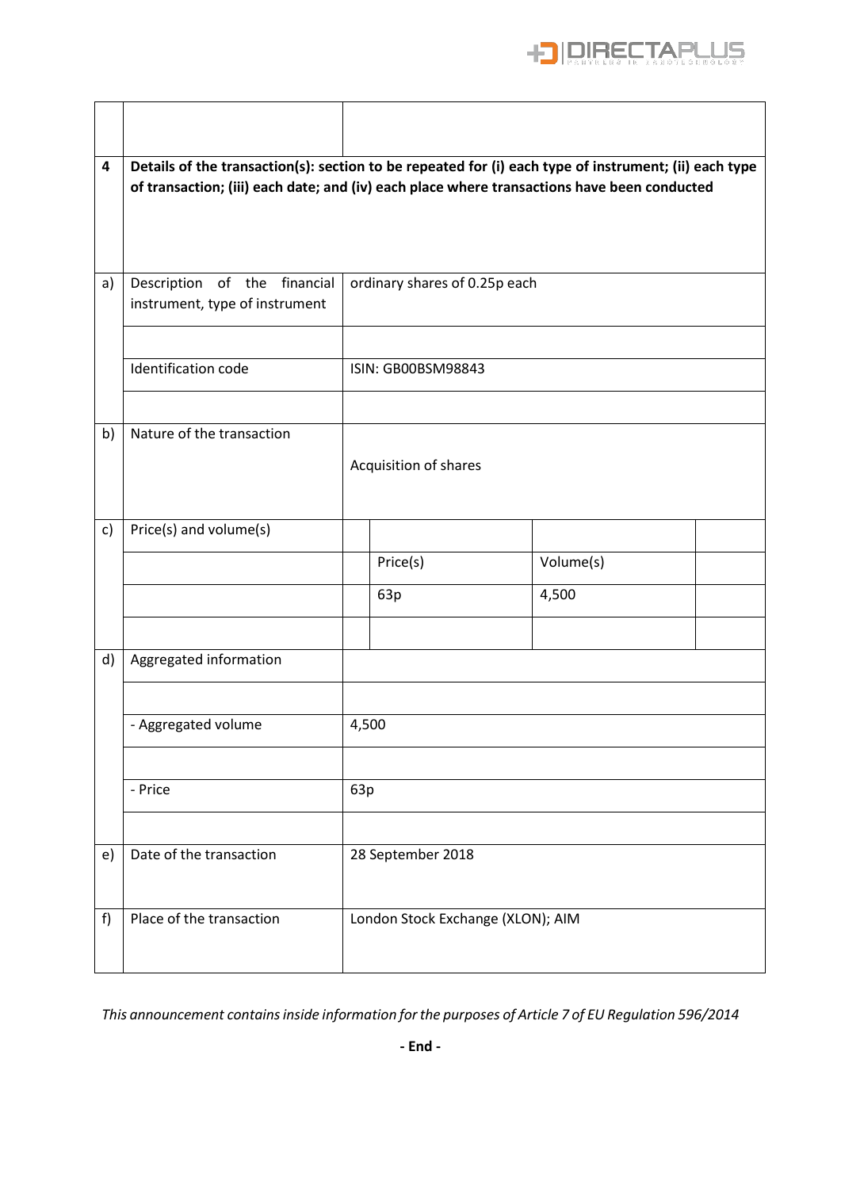| | | |
|---|---|---|
| | | |
| 4 | **Details of the transaction(s): section to be repeated for (i) each type of instrument; (ii) each type of transaction; (iii) each date; and (iv) each place where transactions have been conducted** | |
| a) | Description of the financial instrument, type of instrument | ordinary shares of 0.25p each |
| | | |
| | Identification code | ISIN: GB00BSM98843 |
| | | |
| b) | Nature of the transaction | Acquisition of shares |
| c) | Price(s) and volume(s) | |
| | | Price(s) \| Volume(s) |
| | | 63p \| 4,500 |
| | | |
| d) | Aggregated information | |
| | | |
| | - Aggregated volume | 4,500 |
| | | |
| | - Price | 63p |
| | | |
| e) | Date of the transaction | 28 September 2018 |
| f) | Place of the transaction | London Stock Exchange (XLON); AIM |

*This announcement contains inside information for the purposes of Article 7 of EU Regulation 596/2014*

**- End -**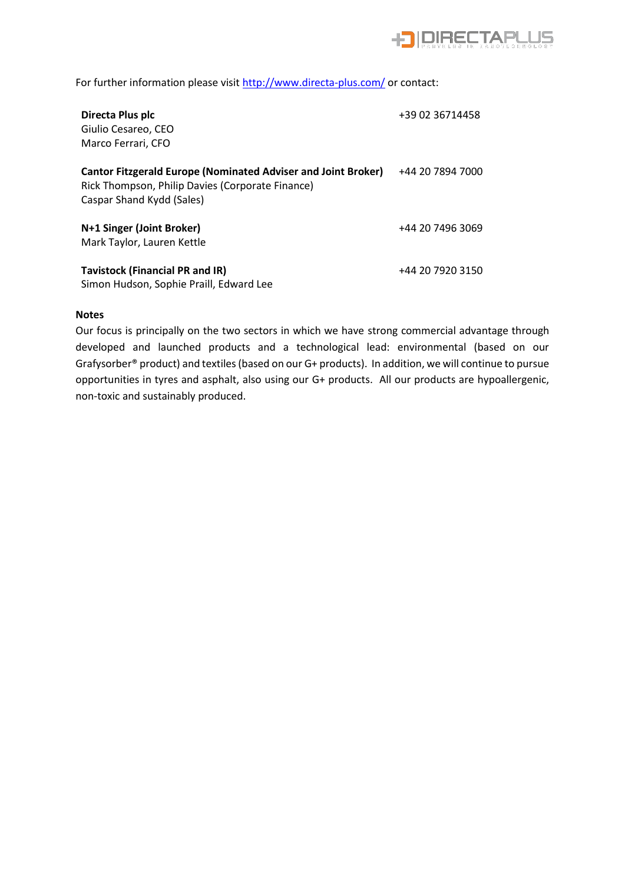For further information please visit http://www.directa-plus.com/ or contact:

| | |
|---|---|
| **Directa Plus plc**<br>Giulio Cesareo, CEO<br>Marco Ferrari, CFO | +39 02 36714458 |
| **Cantor Fitzgerald Europe (Nominated Adviser and Joint Broker)**<br>Rick Thompson, Philip Davies (Corporate Finance)<br>Caspar Shand Kydd (Sales) | +44 20 7894 7000 |
| **N+1 Singer (Joint Broker)**<br>Mark Taylor, Lauren Kettle | +44 20 7496 3069 |
| **Tavistock (Financial PR and IR)**<br>Simon Hudson, Sophie Praill, Edward Lee | +44 20 7920 3150 |

**Notes**

Our focus is principally on the two sectors in which we have strong commercial advantage through developed and launched products and a technological lead: environmental (based on our Grafysorber® product) and textiles (based on our G+ products). In addition, we will continue to pursue opportunities in tyres and asphalt, also using our G+ products. All our products are hypoallergenic, non-toxic and sustainably produced.